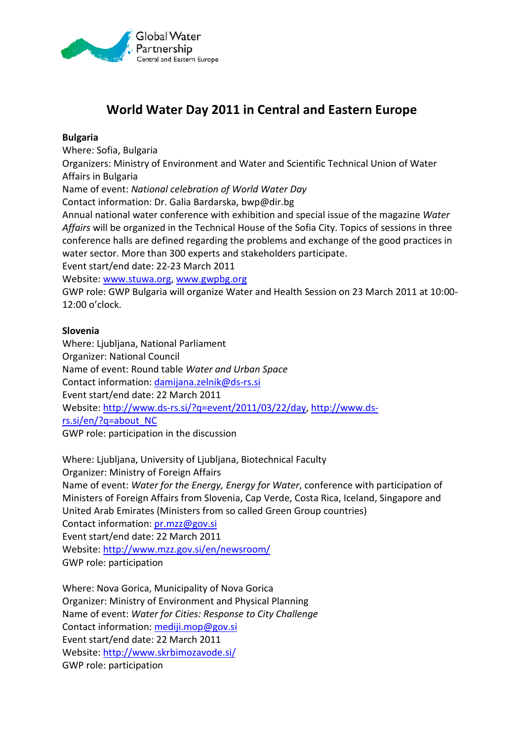Global Water Partnership
Central and Eastern Europe

# World Water Day 2011 in Central and Eastern Europe

**Bulgaria**

Where: Sofia, Bulgaria
Organizers: Ministry of Environment and Water and Scientific Technical Union of Water Affairs in Bulgaria
Name of event: *National celebration of World Water Day*
Contact information: Dr. Galia Bardarska, bwp@dir.bg
Annual national water conference with exhibition and special issue of the magazine *Water Affairs* will be organized in the Technical House of the Sofia City. Topics of sessions in three conference halls are defined regarding the problems and exchange of the good practices in water sector. More than 300 experts and stakeholders participate.
Event start/end date: 22-23 March 2011
Website: www.stuwa.org, www.gwpbg.org
GWP role: GWP Bulgaria will organize Water and Health Session on 23 March 2011 at 10:00-12:00 o'clock.

**Slovenia**

Where: Ljubljana, National Parliament
Organizer: National Council
Name of event: Round table *Water and Urban Space*
Contact information: damijana.zelnik@ds-rs.si
Event start/end date: 22 March 2011
Website: http://www.ds-rs.si/?q=event/2011/03/22/day, http://www.ds-rs.si/en/?q=about_NC
GWP role: participation in the discussion

Where: Ljubljana, University of Ljubljana, Biotechnical Faculty
Organizer: Ministry of Foreign Affairs
Name of event: *Water for the Energy, Energy for Water*, conference with participation of Ministers of Foreign Affairs from Slovenia, Cap Verde, Costa Rica, Iceland, Singapore and United Arab Emirates (Ministers from so called Green Group countries)
Contact information: pr.mzz@gov.si
Event start/end date: 22 March 2011
Website: http://www.mzz.gov.si/en/newsroom/
GWP role: participation

Where: Nova Gorica, Municipality of Nova Gorica
Organizer: Ministry of Environment and Physical Planning
Name of event: *Water for Cities: Response to City Challenge*
Contact information: mediji.mop@gov.si
Event start/end date: 22 March 2011
Website: http://www.skrbimozavode.si/
GWP role: participation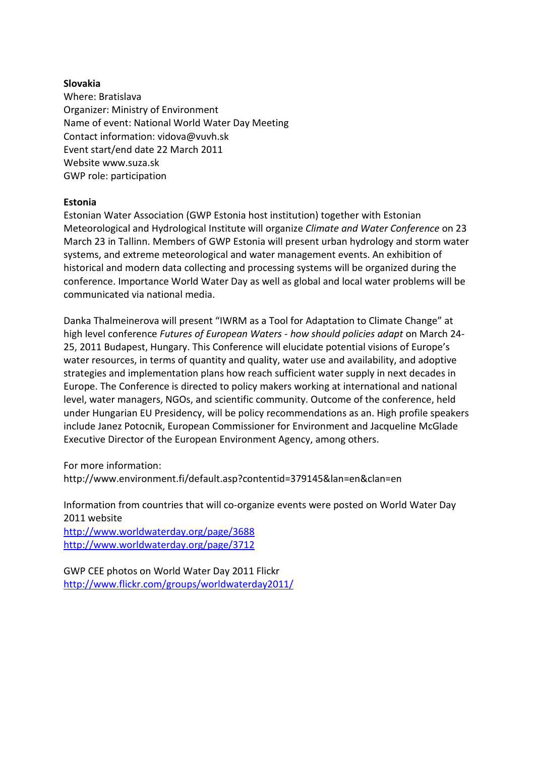**Slovakia**

Where: Bratislava
Organizer: Ministry of Environment
Name of event: National World Water Day Meeting
Contact information: vidova@vuvh.sk
Event start/end date 22 March 2011
Website www.suza.sk
GWP role: participation

**Estonia**

Estonian Water Association (GWP Estonia host institution) together with Estonian Meteorological and Hydrological Institute will organize *Climate and Water Conference* on 23 March 23 in Tallinn. Members of GWP Estonia will present urban hydrology and storm water systems, and extreme meteorological and water management events. An exhibition of historical and modern data collecting and processing systems will be organized during the conference. Importance World Water Day as well as global and local water problems will be communicated via national media.

Danka Thalmeinerova will present "IWRM as a Tool for Adaptation to Climate Change" at high level conference *Futures of European Waters - how should policies adapt* on March 24-25, 2011 Budapest, Hungary. This Conference will elucidate potential visions of Europe's water resources, in terms of quantity and quality, water use and availability, and adoptive strategies and implementation plans how reach sufficient water supply in next decades in Europe. The Conference is directed to policy makers working at international and national level, water managers, NGOs, and scientific community. Outcome of the conference, held under Hungarian EU Presidency, will be policy recommendations as an. High profile speakers include Janez Potocnik, European Commissioner for Environment and Jacqueline McGlade Executive Director of the European Environment Agency, among others.

For more information:
http://www.environment.fi/default.asp?contentid=379145&lan=en&clan=en

Information from countries that will co-organize events were posted on World Water Day 2011 website
http://www.worldwaterday.org/page/3688
http://www.worldwaterday.org/page/3712

GWP CEE photos on World Water Day 2011 Flickr
http://www.flickr.com/groups/worldwaterday2011/